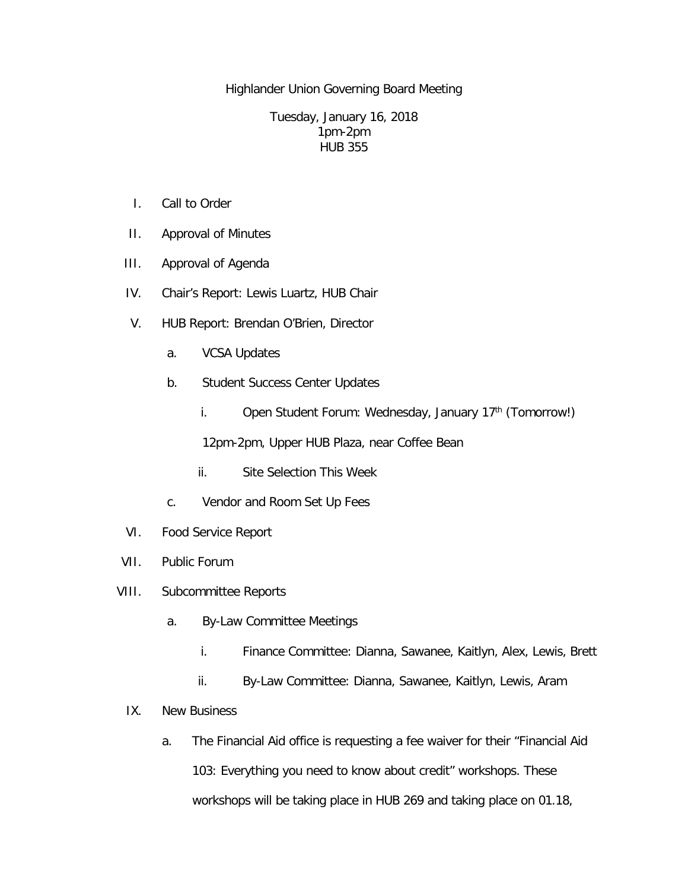Highlander Union Governing Board Meeting

Tuesday, January 16, 2018
1pm-2pm
HUB 355

I. Call to Order

II. Approval of Minutes

III. Approval of Agenda

IV. Chair's Report: Lewis Luartz, HUB Chair

V. HUB Report: Brendan O'Brien, Director

   a. VCSA Updates

   b. Student Success Center Updates

      i. Open Student Forum: Wednesday, January 17th (Tomorrow!)

      12pm-2pm, Upper HUB Plaza, near Coffee Bean

      ii. Site Selection This Week

   c. Vendor and Room Set Up Fees

VI. Food Service Report

VII. Public Forum

VIII. Subcommittee Reports

   a. By-Law Committee Meetings

      i. Finance Committee: Dianna, Sawanee, Kaitlyn, Alex, Lewis, Brett

      ii. By-Law Committee: Dianna, Sawanee, Kaitlyn, Lewis, Aram

IX. New Business

   a. The Financial Aid office is requesting a fee waiver for their "Financial Aid 103: Everything you need to know about credit" workshops. These workshops will be taking place in HUB 269 and taking place on 01.18,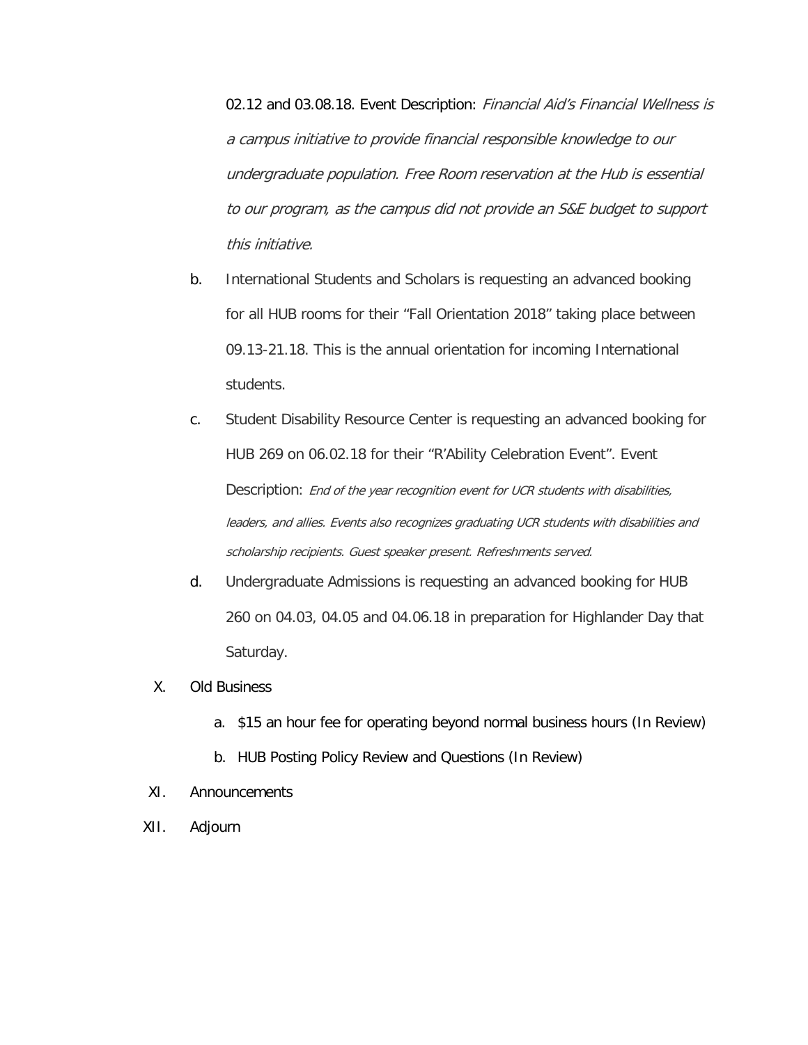02.12 and 03.08.18. Event Description: *Financial Aid's Financial Wellness is a campus initiative to provide financial responsible knowledge to our undergraduate population. Free Room reservation at the Hub is essential to our program, as the campus did not provide an S&E budget to support this initiative.*

b. International Students and Scholars is requesting an advanced booking for all HUB rooms for their "Fall Orientation 2018" taking place between 09.13-21.18. This is the annual orientation for incoming International students.

c. Student Disability Resource Center is requesting an advanced booking for HUB 269 on 06.02.18 for their "R'Ability Celebration Event". Event Description: *End of the year recognition event for UCR students with disabilities, leaders, and allies. Events also recognizes graduating UCR students with disabilities and scholarship recipients. Guest speaker present. Refreshments served.*

d. Undergraduate Admissions is requesting an advanced booking for HUB 260 on 04.03, 04.05 and 04.06.18 in preparation for Highlander Day that Saturday.

X. Old Business

   a. $15 an hour fee for operating beyond normal business hours (In Review)

   b. HUB Posting Policy Review and Questions (In Review)

XI. Announcements

XII. Adjourn